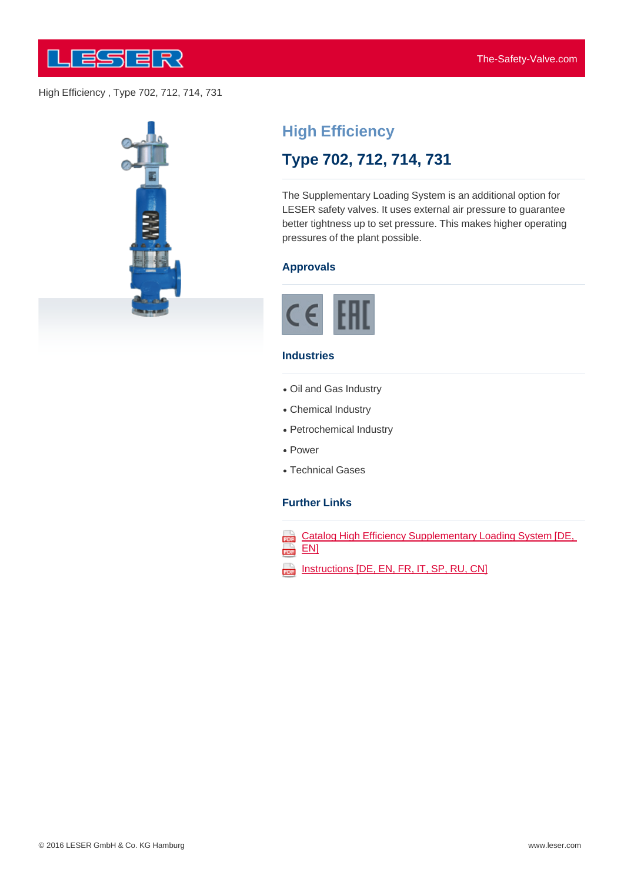High Efficiency , Type 702, 712, 714, 731

# High Efficiency

## Type 702, 712, 714, 731

The Supplementary Loading System is an additional option for LESER safety valves. It uses external air pressure to guarantee better tightness up to set pressure. This makes higher operating pressures of the plant possible.

### Approvals

CE EAC

### Industries

- Oil and Gas Industry
- Chemical Industry
- Petrochemical Industry
- Power
- Technical Gases

### Further Links

- Catalog High Efficiency Supplementary Loading System [DE, EN]
- Instructions [DE, EN, FR, IT, SP, RU, CN]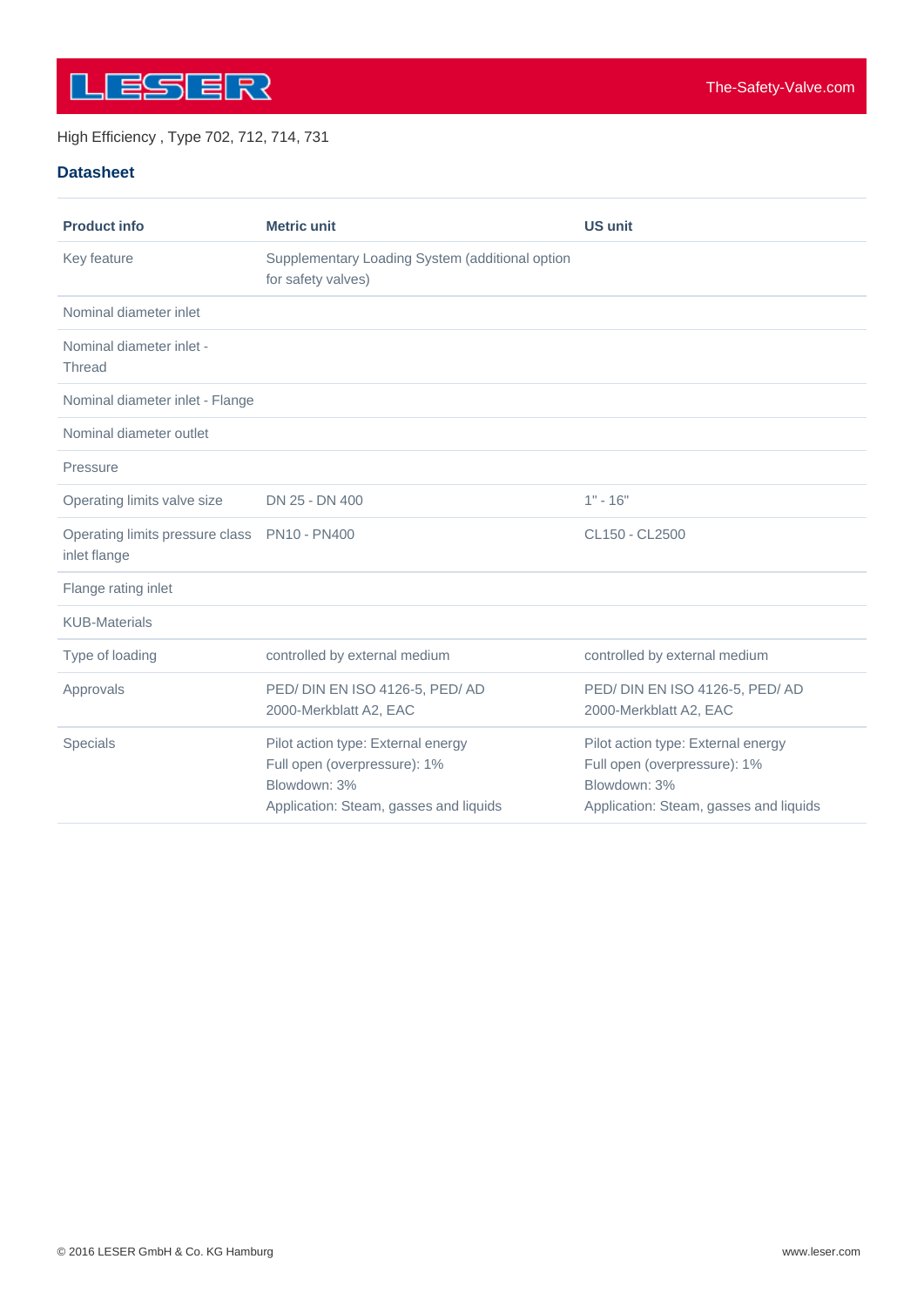High Efficiency , Type 702, 712, 714, 731

## Datasheet

| Product info | Metric unit | US unit |
| --- | --- | --- |
| Key feature | Supplementary Loading System (additional option for safety valves) | |
| Nominal diameter inlet | | |
| Nominal diameter inlet - Thread | | |
| Nominal diameter inlet - Flange | | |
| Nominal diameter outlet | | |
| Pressure | | |
| Operating limits valve size | DN 25 - DN 400 | 1" - 16" |
| Operating limits pressure class inlet flange | PN10 - PN400 | CL150 - CL2500 |
| Flange rating inlet | | |
| KUB-Materials | | |
| Type of loading | controlled by external medium | controlled by external medium |
| Approvals | PED/ DIN EN ISO 4126-5, PED/ AD 2000-Merkblatt A2, EAC | PED/ DIN EN ISO 4126-5, PED/ AD 2000-Merkblatt A2, EAC |
| Specials | Pilot action type: External energy<br>Full open (overpressure): 1%<br>Blowdown: 3%<br>Application: Steam, gasses and liquids | Pilot action type: External energy<br>Full open (overpressure): 1%<br>Blowdown: 3%<br>Application: Steam, gasses and liquids |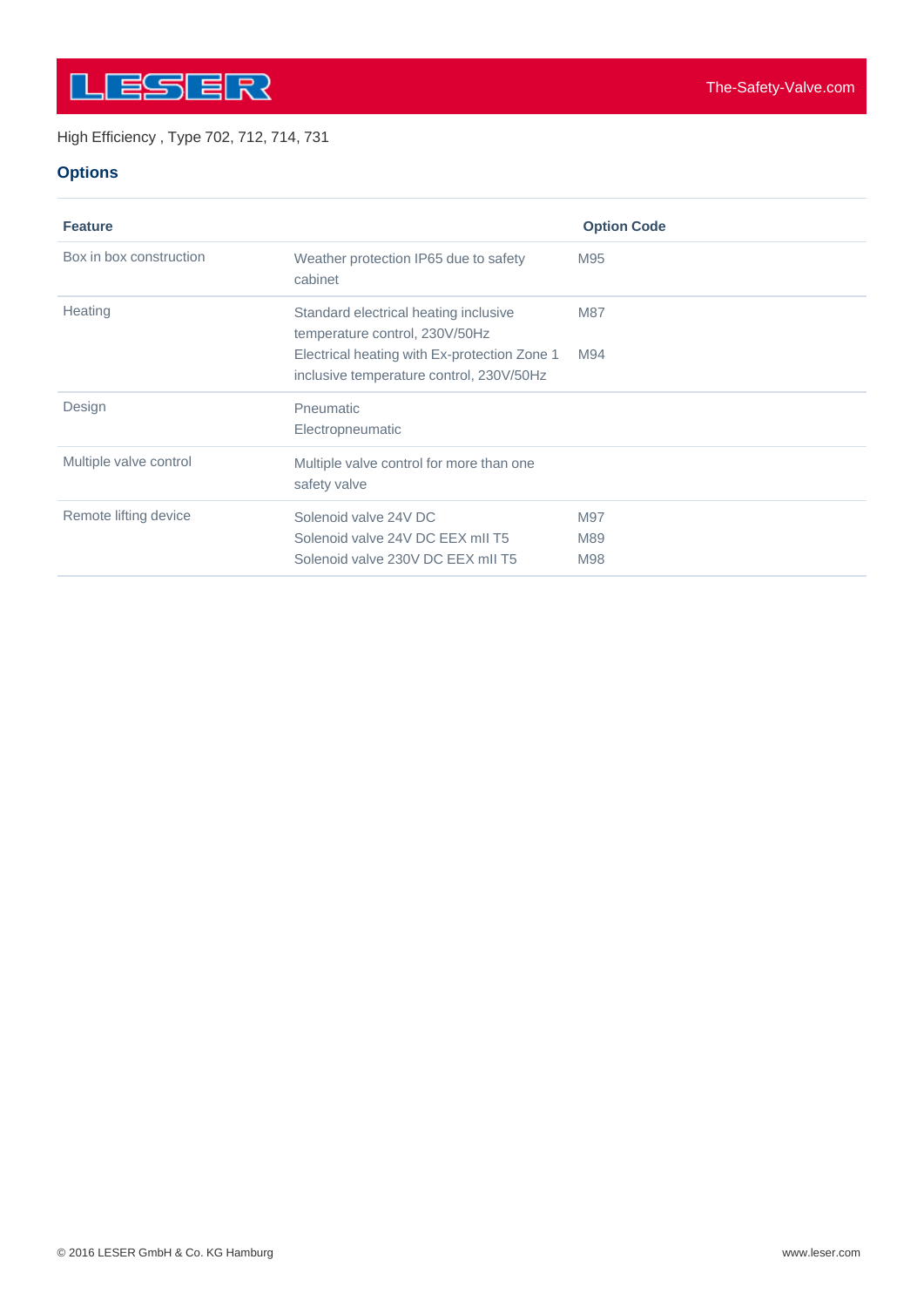High Efficiency , Type 702, 712, 714, 731

## Options

| Feature | | Option Code |
|---|---|---|
| Box in box construction | Weather protection IP65 due to safety cabinet | M95 |
| Heating | Standard electrical heating inclusive temperature control, 230V/50Hz<br>Electrical heating with Ex-protection Zone 1 inclusive temperature control, 230V/50Hz | M87<br>M94 |
| Design | Pneumatic<br>Electropneumatic | |
| Multiple valve control | Multiple valve control for more than one safety valve | |
| Remote lifting device | Solenoid valve 24V DC<br>Solenoid valve 24V DC EEX mII T5<br>Solenoid valve 230V DC EEX mII T5 | M97<br>M89<br>M98 |